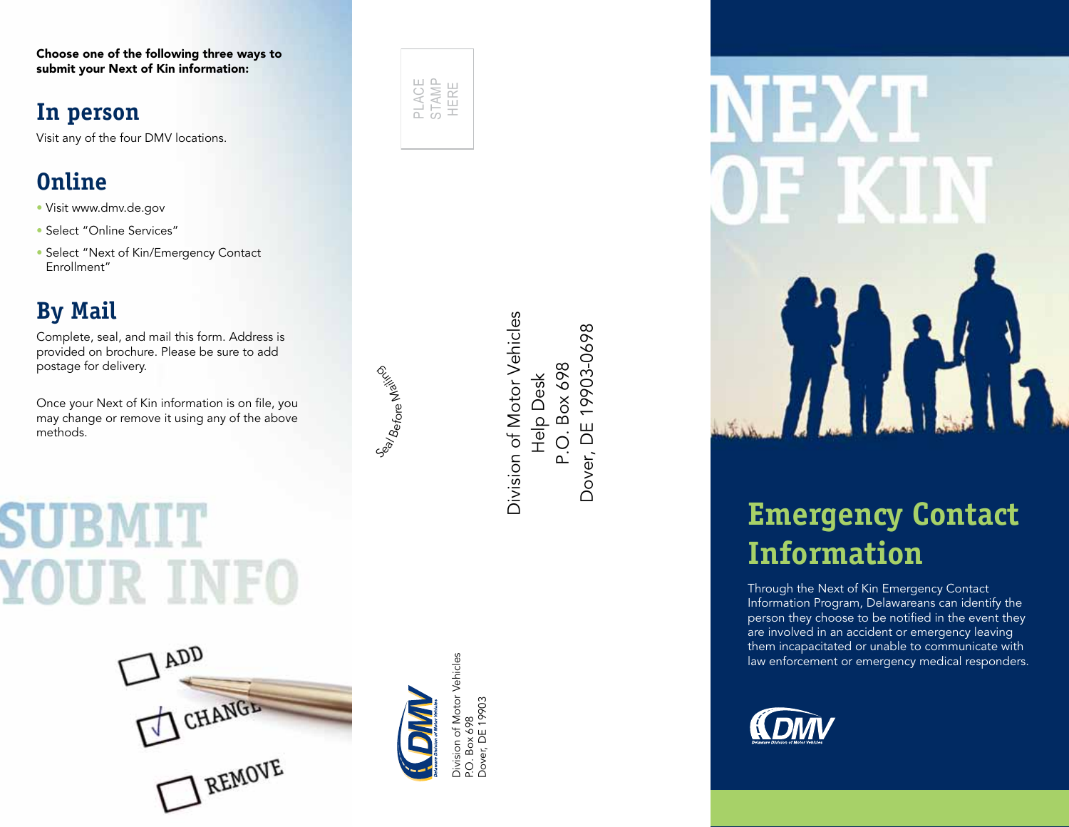**Choose one of the following three ways to submit your Next of Kin information:**

## In person

Visit any of the four DMV locations.

## Online

- Visit www.dmv.de.gov
- Select "Online Services"
- Select "Next of Kin/Emergency Contact Enrollment"

## By Mail

Complete, seal, and mail this form. Address is provided on brochure. Please be sure to add postage for delivery.

Once your Next of Kin information is on file, you may change or remove it using any of the above methods.

# SUBMIT YOUR INFO

ADD

CHANGE

REMOVE

PLACE STAMP HERE

Seal Before Mailing

Division of Motor Vehicles
Help Desk
P.O. Box 698
Dover, DE 19903-0698

DMV Delaware Division of Motor Vehicles

Division of Motor Vehicles
P.O. Box 698
Dover, DE 19903

# NEXT OF KIN

## Emergency Contact Information

Through the Next of Kin Emergency Contact Information Program, Delawareans can identify the person they choose to be notified in the event they are involved in an accident or emergency leaving them incapacitated or unable to communicate with law enforcement or emergency medical responders.

DMV Delaware Division of Motor Vehicles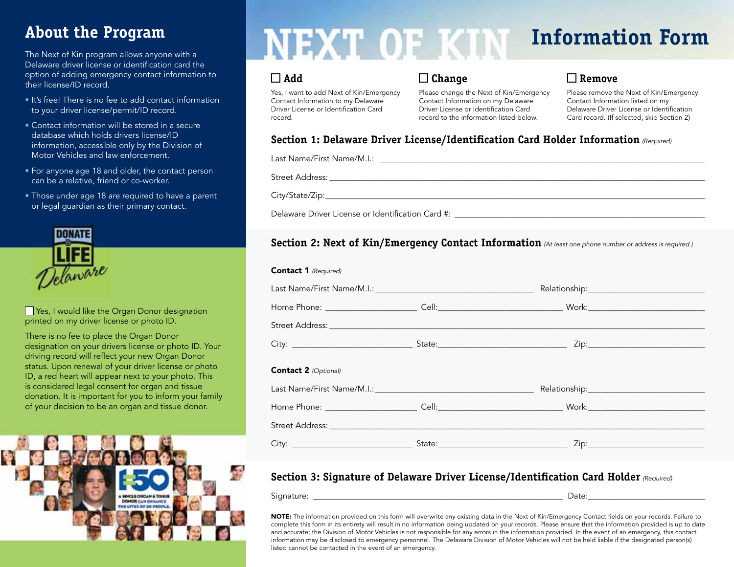## About the Program

The Next of Kin program allows anyone with a Delaware driver license or identification card the option of adding emergency contact information to their license/ID record.

- It's free! There is no fee to add contact information to your driver license/permit/ID record.
- Contact information will be stored in a secure database which holds drivers license/ID information, accessible only by the Division of Motor Vehicles and law enforcement.
- For anyone age 18 and older, the contact person can be a relative, friend or co-worker.
- Those under age 18 are required to have a parent or legal guardian as their primary contact.

DONATE LIFE Delaware

☐ Yes, I would like the Organ Donor designation printed on my driver license or photo ID.

There is no fee to place the Organ Donor designation on your drivers license or photo ID. Your driving record will reflect your new Organ Donor status. Upon renewal of your driver license or photo ID, a red heart will appear next to your photo. This is considered legal consent for organ and tissue donation. It is important for you to inform your family of your decision to be an organ and tissue donor.

1=50 A SINGLE ORGAN & TISSUE DONOR CAN ENHANCE THE LIVES OF 50 PEOPLE.

# NEXT OF KIN Information Form

☐ **Add**

Yes, I want to add Next of Kin/Emergency Contact Information to my Delaware Driver License or Identification Card record.

☐ **Change**

Please change the Next of Kin/Emergency Contact Information on my Delaware Driver License or Identification Card record to the information listed below.

☐ **Remove**

Please remove the Next of Kin/Emergency Contact Information listed on my Delaware Driver License or Identification Card record. (If selected, skip Section 2)

## Section 1: Delaware Driver License/Identification Card Holder Information *(Required)*

Last Name/First Name/M.I.: ______________________________

Street Address: ______________________________

City/State/Zip: ______________________________

Delaware Driver License or Identification Card #: ______________________________

## Section 2: Next of Kin/Emergency Contact Information *(At least one phone number or address is required.)*

**Contact 1** *(Required)*

Last Name/First Name/M.I.: ____________________ Relationship: ____________________

Home Phone: ____________ Cell: ____________ Work: ____________

Street Address: ______________________________

City: ____________ State: ____________ Zip: ____________

**Contact 2** *(Optional)*

Last Name/First Name/M.I.: ____________________ Relationship: ____________________

Home Phone: ____________ Cell: ____________ Work: ____________

Street Address: ______________________________

City: ____________ State: ____________ Zip: ____________

## Section 3: Signature of Delaware Driver License/Identification Card Holder *(Required)*

Signature: ______________________________ Date: ____________

**NOTE:** The information provided on this form will overwrite any existing data in the Next of Kin/Emergency Contact fields on your records. Failure to complete this form in its entirety will result in no information being updated on your records. Please ensure that the information provided is up to date and accurate; the Division of Motor Vehicles is not responsible for any errors in the information provided. In the event of an emergency, this contact information may be disclosed to emergency personnel. The Delaware Division of Motor Vehicles will not be held liable if the designated person(s) listed cannot be contacted in the event of an emergency.